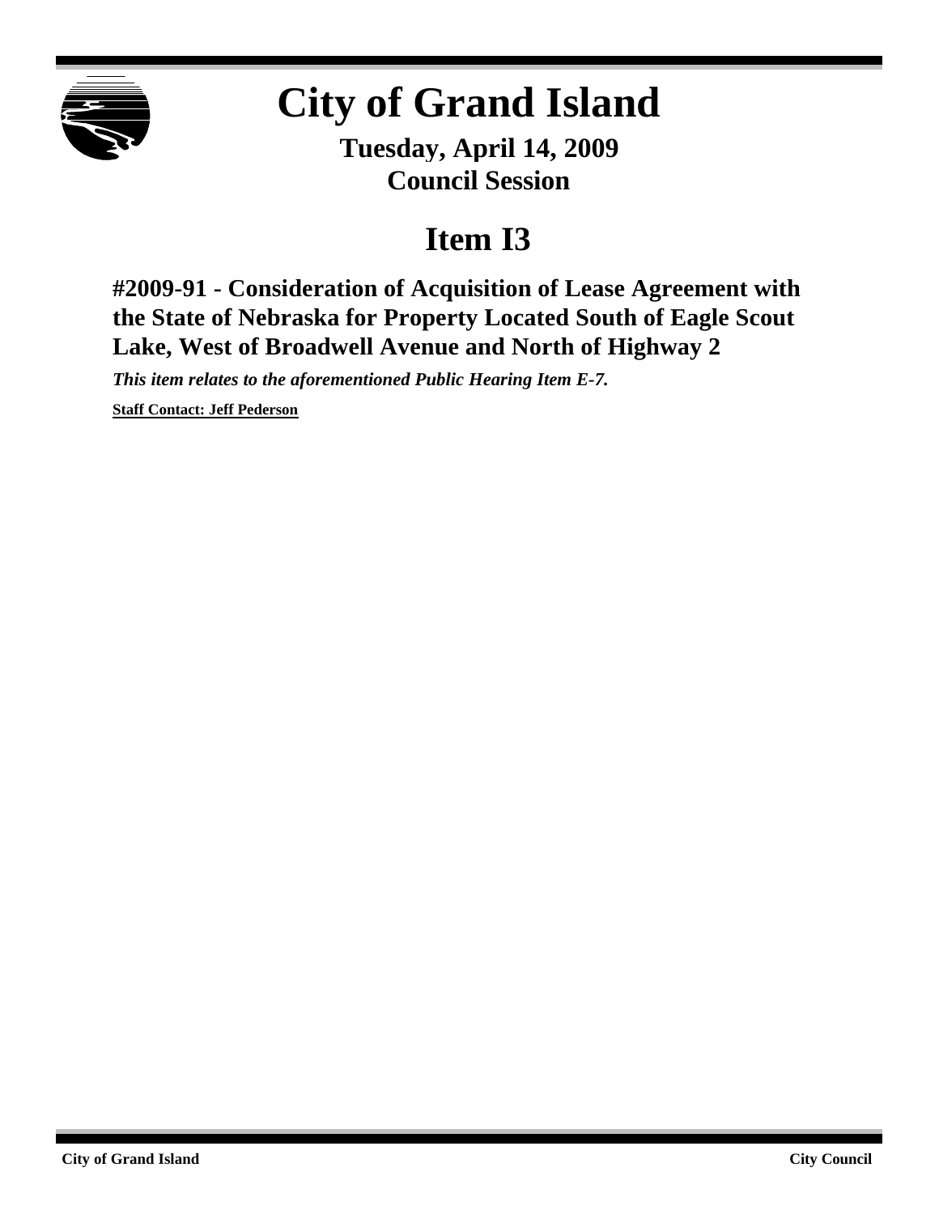# City of Grand Island

**Tuesday, April 14, 2009**
**Council Session**

## Item I3

### #2009-91 - Consideration of Acquisition of Lease Agreement with the State of Nebraska for Property Located South of Eagle Scout Lake, West of Broadwell Avenue and North of Highway 2

***This item relates to the aforementioned Public Hearing Item E-7.***

**Staff Contact: Jeff Pederson**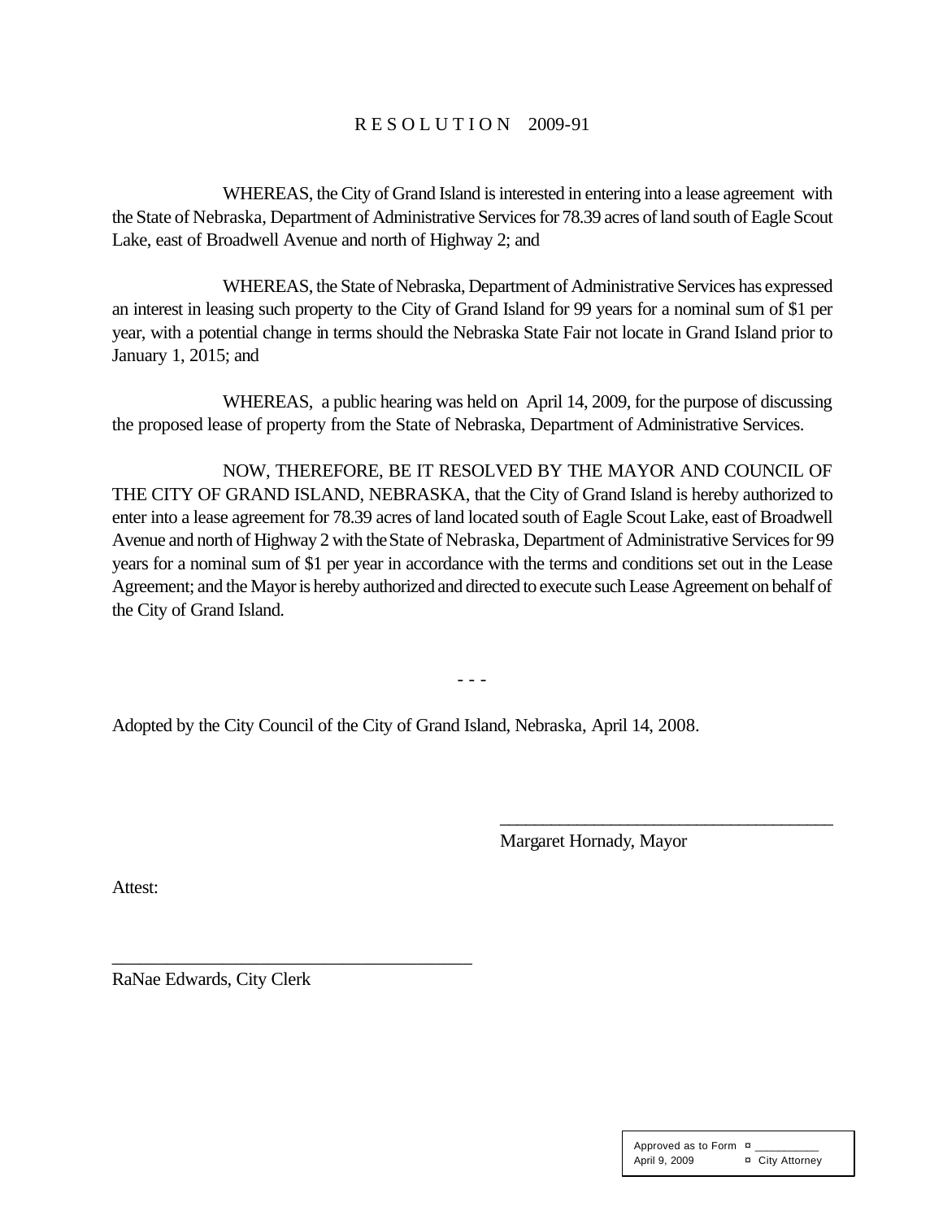# R E S O L U T I O N 2009-91

WHEREAS, the City of Grand Island is interested in entering into a lease agreement with the State of Nebraska, Department of Administrative Services for 78.39 acres of land south of Eagle Scout Lake, east of Broadwell Avenue and north of Highway 2; and

WHEREAS, the State of Nebraska, Department of Administrative Services has expressed an interest in leasing such property to the City of Grand Island for 99 years for a nominal sum of $1 per year, with a potential change in terms should the Nebraska State Fair not locate in Grand Island prior to January 1, 2015; and

WHEREAS, a public hearing was held on April 14, 2009, for the purpose of discussing the proposed lease of property from the State of Nebraska, Department of Administrative Services.

NOW, THEREFORE, BE IT RESOLVED BY THE MAYOR AND COUNCIL OF THE CITY OF GRAND ISLAND, NEBRASKA, that the City of Grand Island is hereby authorized to enter into a lease agreement for 78.39 acres of land located south of Eagle Scout Lake, east of Broadwell Avenue and north of Highway 2 with the State of Nebraska, Department of Administrative Services for 99 years for a nominal sum of $1 per year in accordance with the terms and conditions set out in the Lease Agreement; and the Mayor is hereby authorized and directed to execute such Lease Agreement on behalf of the City of Grand Island.

- - -

Adopted by the City Council of the City of Grand Island, Nebraska, April 14, 2008.

\_\_\_\_\_\_\_\_\_\_\_\_\_\_\_\_\_\_\_\_\_\_\_\_\_\_\_\_\_\_\_\_\_\_\_\_\_\_
Margaret Hornady, Mayor

Attest:

\_\_\_\_\_\_\_\_\_\_\_\_\_\_\_\_\_\_\_\_\_\_\_\_\_\_\_\_\_\_\_\_\_\_\_\_\_\_\_\_\_\_
RaNae Edwards, City Clerk

Approved as to Form ¤ \_\_\_\_\_\_\_\_\_\_
April 9, 2009 ¤ City Attorney